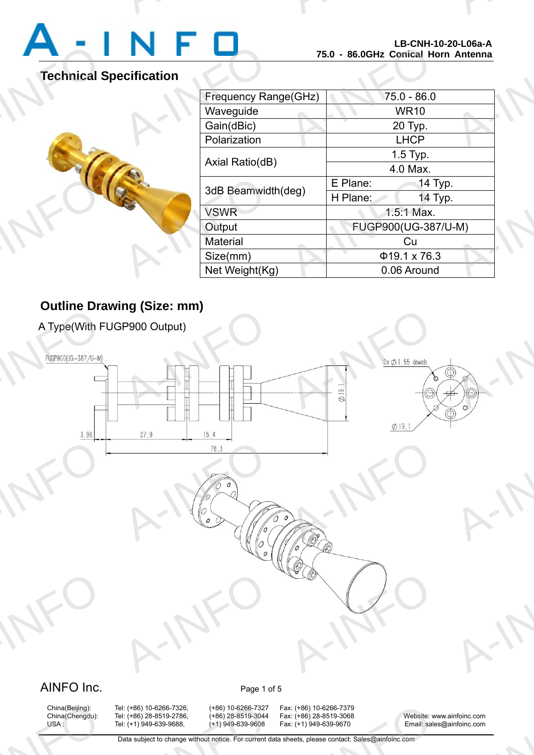LB-CNH-10-20-L06a-A
75.0 - 86.0GHz Conical Horn Antenna

## Technical Specification

| Parameter | Value | |
|---|---|---|
| Frequency Range(GHz) | 75.0 - 86.0 | |
| Waveguide | WR10 | |
| Gain(dBic) | 20 Typ. | |
| Polarization | LHCP | |
| Axial Ratio(dB) | 1.5 Typ. | |
| | 4.0 Max. | |
| 3dB Beamwidth(deg) | E Plane: | 14 Typ. |
| | H Plane: | 14 Typ. |
| VSWR | 1.5:1 Max. | |
| Output | FUGP900(UG-387/U-M) | |
| Material | Cu | |
| Size(mm) | Φ19.1 x 76.3 | |
| Net Weight(Kg) | 0.06 Around | |

## Outline Drawing (Size: mm)

A Type(With FUGP900 Output)

FUGP900(UG-387/U-M)

Ø19.1

3.96 27.9 15.4

76.3

2x Ø1.55 dowels

Ø19.1

AINFO Inc.

| | | | |
|---|---|---|---|
| China(Beijing): | Tel: (+86) 10-6266-7326, (+86) 10-6266-7327 | Fax: (+86) 10-6266-7379 | |
| China(Chengdu): | Tel: (+86) 28-8519-2786, (+86) 28-8519-3044 | Fax: (+86) 28-8519-3068 | Website: www.ainfoinc.com |
| USA : | Tel: (+1) 949-639-9688, (+1) 949-639-9608 | Fax: (+1) 949-639-9670 | Email: sales@ainfoinc.com |

Data subject to change without notice. For current data sheets, please contact: Sales@ainfoinc.com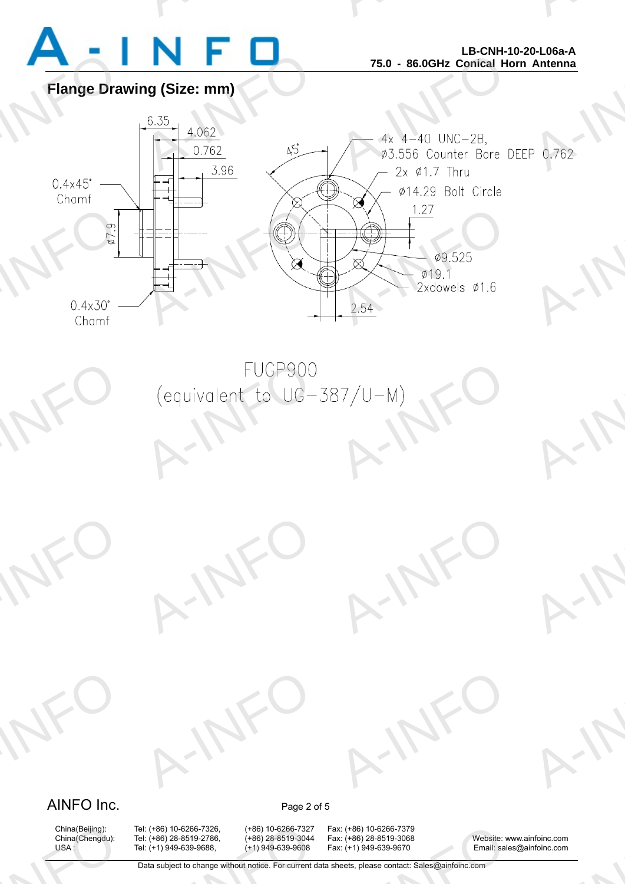## Flange Drawing (Size: mm)

6.35

4.062

0.762

3.96

0.4x45° Chamf

ø7.9

0.4x30° Chamf

45°

4x 4-40 UNC-2B, ø3.556 Counter Bore DEEP 0.762

2x ø1.7 Thru

ø14.29 Bolt Circle

1.27

ø9.525

ø19.1

2xdowels ø1.6

2.54

FUGP900

(equivalent to UG-387/U-M)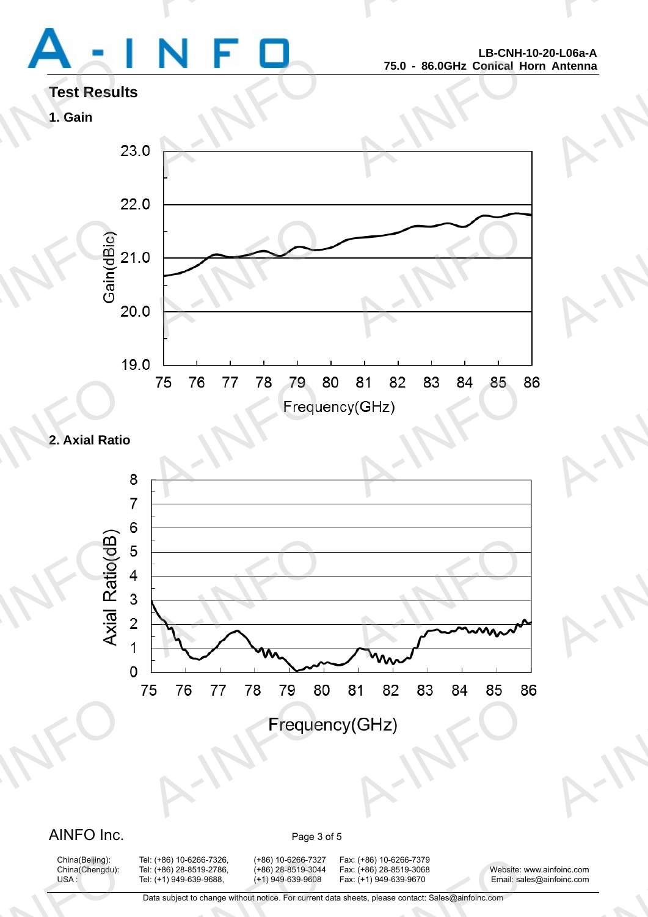# Test Results

## 1. Gain

23.0
22.0
21.0
20.0
19.0

Gain(dBic)

75 76 77 78 79 80 81 82 83 84 85 86

Frequency(GHz)

## 2. Axial Ratio

8
7
6
5
4
3
2
1
0

Axial Ratio(dB)

75 76 77 78 79 80 81 82 83 84 85 86

Frequency(GHz)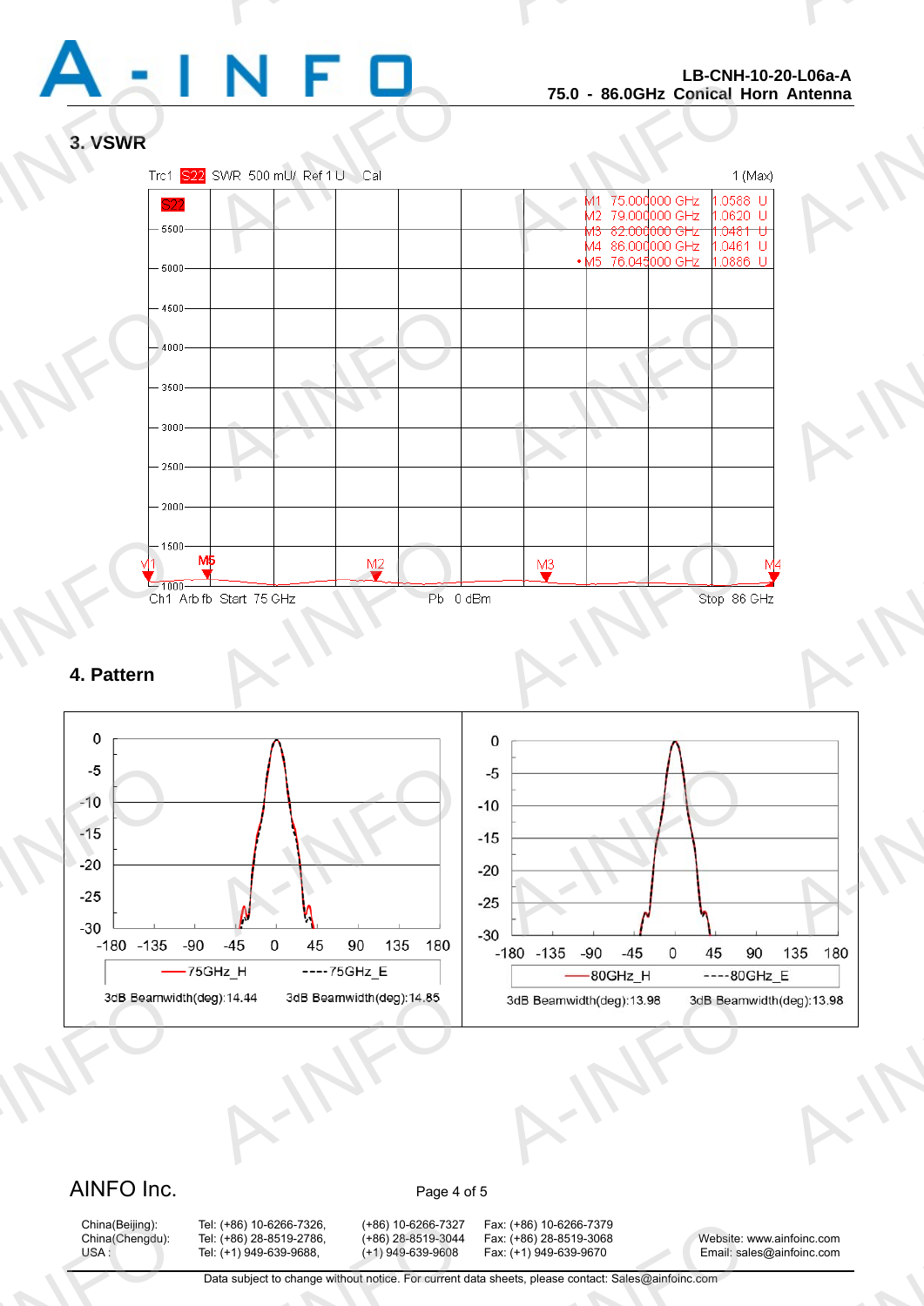## 3. VSWR

Trc1 S22 SWR 500 mU/ Ref 1 U Cal 1 (Max)

| Marker | Frequency | Value |
|---|---|---|
| M1 | 75.000000 GHz | 1.0588 U |
| M2 | 79.000000 GHz | 1.0620 U |
| M3 | 82.000000 GHz | 1.0481 U |
| M4 | 86.000000 GHz | 1.0461 U |
| M5 | 76.045000 GHz | 1.0886 U |

Ch1 Arb fb Start 75 GHz Pb 0 dBm Stop 86 GHz

## 4. Pattern

75GHz_H — 75GHz_E

3dB Beamwidth(deg):14.44 3dB Beamwidth(deg):14.85

80GHz_H — 80GHz_E

3dB Beamwidth(deg):13.98 3dB Beamwidth(deg):13.98

AINFO Inc.

| | | | |
|---|---|---|---|
| China(Beijing): | Tel: (+86) 10-6266-7326, | (+86) 10-6266-7327 | Fax: (+86) 10-6266-7379 |
| China(Chengdu): | Tel: (+86) 28-8519-2786, | (+86) 28-8519-3044 | Fax: (+86) 28-8519-3068 |
| USA : | Tel: (+1) 949-639-9688, | (+1) 949-639-9608 | Fax: (+1) 949-639-9670 |

Website: www.ainfoinc.com
Email: sales@ainfoinc.com

Data subject to change without notice. For current data sheets, please contact: Sales@ainfoinc.com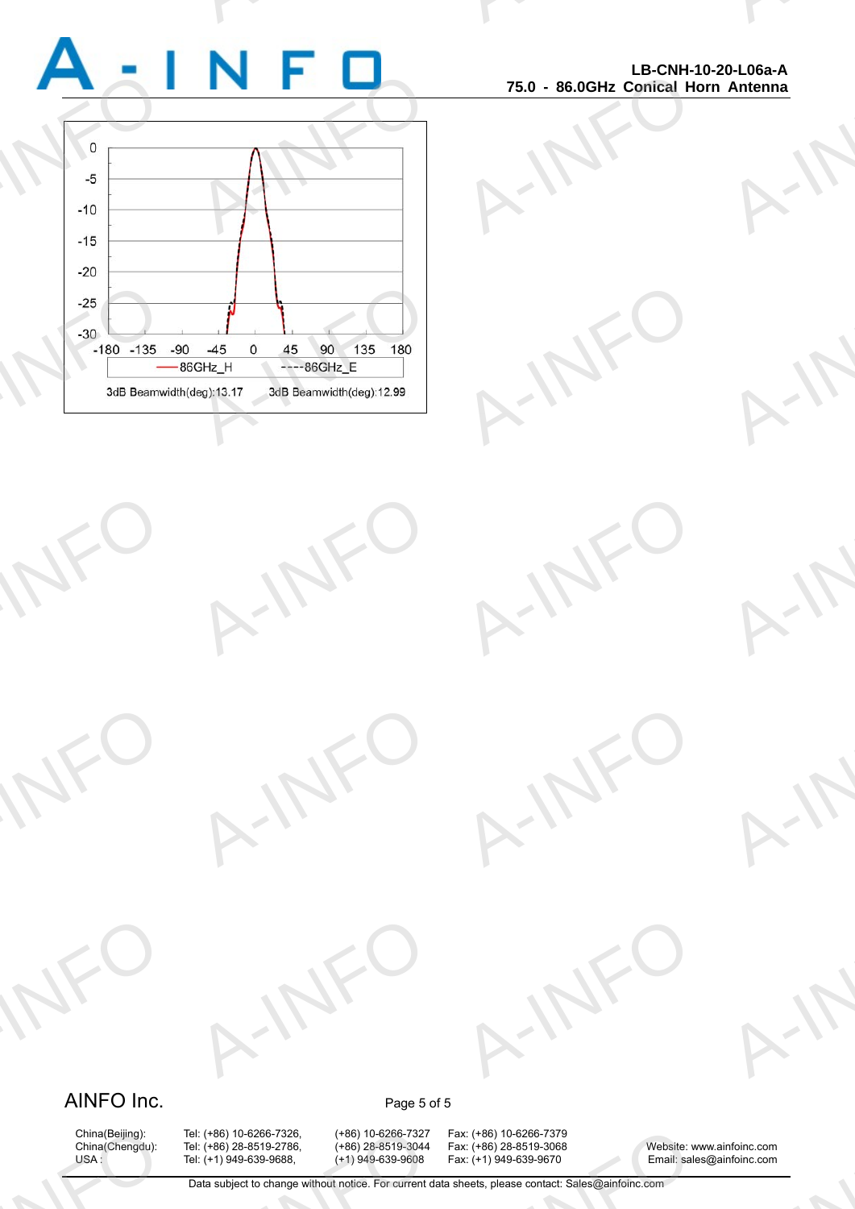0
-5
-10
-15
-20
-25
-30
-180 -135 -90 -45 0 45 90 135 180

86GHz_H
86GHz_E

3dB Beamwidth(deg):13.17
3dB Beamwidth(deg):12.99

AINFO Inc.

| | | | | |
|---|---|---|---|---|
| China(Beijing): | Tel: (+86) 10-6266-7326, | (+86) 10-6266-7327 | Fax: (+86) 10-6266-7379 | |
| China(Chengdu): | Tel: (+86) 28-8519-2786, | (+86) 28-8519-3044 | Fax: (+86) 28-8519-3068 | Website: www.ainfoinc.com |
| USA : | Tel: (+1) 949-639-9688, | (+1) 949-639-9608 | Fax: (+1) 949-639-9670 | Email: sales@ainfoinc.com |

Data subject to change without notice. For current data sheets, please contact: Sales@ainfoinc.com